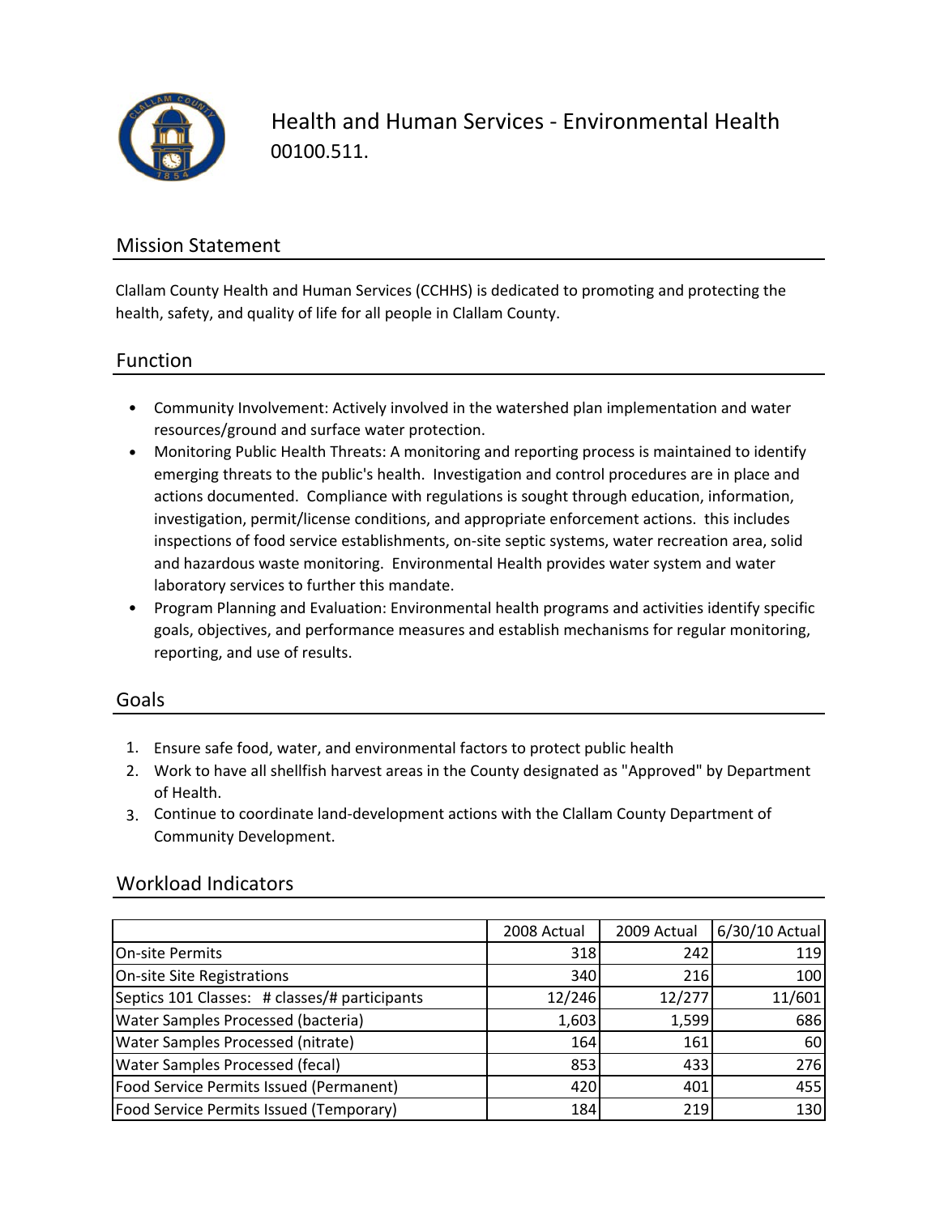# Health and Human Services - Environmental Health

00100.511.

## Mission Statement

Clallam County Health and Human Services (CCHHS) is dedicated to promoting and protecting the health, safety, and quality of life for all people in Clallam County.

## Function

- Community Involvement: Actively involved in the watershed plan implementation and water resources/ground and surface water protection.
- Monitoring Public Health Threats: A monitoring and reporting process is maintained to identify emerging threats to the public's health. Investigation and control procedures are in place and actions documented. Compliance with regulations is sought through education, information, investigation, permit/license conditions, and appropriate enforcement actions. this includes inspections of food service establishments, on-site septic systems, water recreation area, solid and hazardous waste monitoring. Environmental Health provides water system and water laboratory services to further this mandate.
- Program Planning and Evaluation: Environmental health programs and activities identify specific goals, objectives, and performance measures and establish mechanisms for regular monitoring, reporting, and use of results.

## Goals

1. Ensure safe food, water, and environmental factors to protect public health
2. Work to have all shellfish harvest areas in the County designated as "Approved" by Department of Health.
3. Continue to coordinate land-development actions with the Clallam County Department of Community Development.

## Workload Indicators

| | 2008 Actual | 2009 Actual | 6/30/10 Actual |
|---|---:|---:|---:|
| On-site Permits | 318 | 242 | 119 |
| On-site Site Registrations | 340 | 216 | 100 |
| Septics 101 Classes: # classes/# participants | 12/246 | 12/277 | 11/601 |
| Water Samples Processed (bacteria) | 1,603 | 1,599 | 686 |
| Water Samples Processed (nitrate) | 164 | 161 | 60 |
| Water Samples Processed (fecal) | 853 | 433 | 276 |
| Food Service Permits Issued (Permanent) | 420 | 401 | 455 |
| Food Service Permits Issued (Temporary) | 184 | 219 | 130 |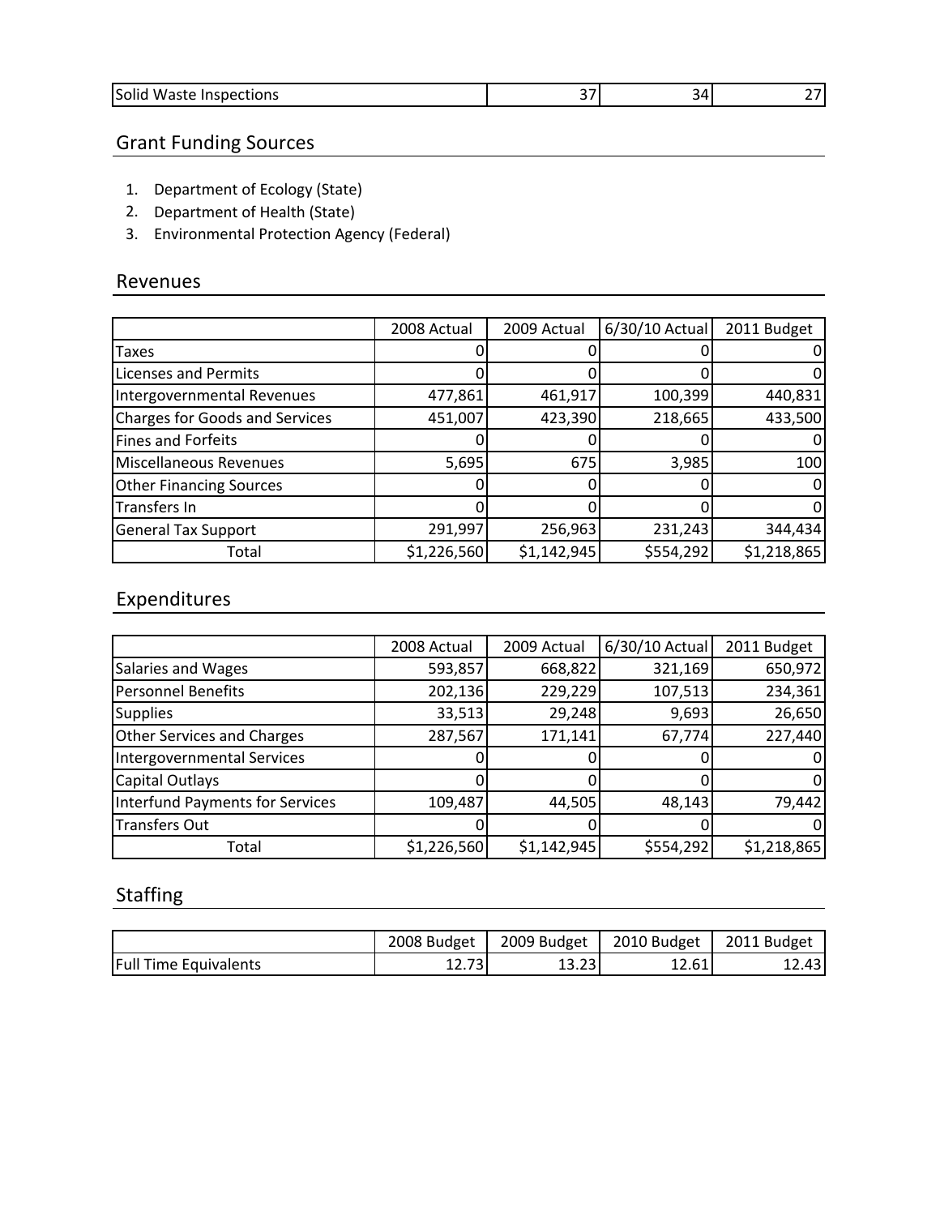| | | | |
|---|---|---|---|
| Solid Waste Inspections | 37 | 34 | 27 |

## Grant Funding Sources

1. Department of Ecology (State)
2. Department of Health (State)
3. Environmental Protection Agency (Federal)

## Revenues

| | 2008 Actual | 2009 Actual | 6/30/10 Actual | 2011 Budget |
|---|---|---|---|---|
| Taxes | 0 | 0 | 0 | 0 |
| Licenses and Permits | 0 | 0 | 0 | 0 |
| Intergovernmental Revenues | 477,861 | 461,917 | 100,399 | 440,831 |
| Charges for Goods and Services | 451,007 | 423,390 | 218,665 | 433,500 |
| Fines and Forfeits | 0 | 0 | 0 | 0 |
| Miscellaneous Revenues | 5,695 | 675 | 3,985 | 100 |
| Other Financing Sources | 0 | 0 | 0 | 0 |
| Transfers In | 0 | 0 | 0 | 0 |
| General Tax Support | 291,997 | 256,963 | 231,243 | 344,434 |
| Total | $1,226,560 | $1,142,945 | $554,292 | $1,218,865 |

## Expenditures

| | 2008 Actual | 2009 Actual | 6/30/10 Actual | 2011 Budget |
|---|---|---|---|---|
| Salaries and Wages | 593,857 | 668,822 | 321,169 | 650,972 |
| Personnel Benefits | 202,136 | 229,229 | 107,513 | 234,361 |
| Supplies | 33,513 | 29,248 | 9,693 | 26,650 |
| Other Services and Charges | 287,567 | 171,141 | 67,774 | 227,440 |
| Intergovernmental Services | 0 | 0 | 0 | 0 |
| Capital Outlays | 0 | 0 | 0 | 0 |
| Interfund Payments for Services | 109,487 | 44,505 | 48,143 | 79,442 |
| Transfers Out | 0 | 0 | 0 | 0 |
| Total | $1,226,560 | $1,142,945 | $554,292 | $1,218,865 |

## Staffing

| | 2008 Budget | 2009 Budget | 2010 Budget | 2011 Budget |
|---|---|---|---|---|
| Full Time Equivalents | 12.73 | 13.23 | 12.61 | 12.43 |